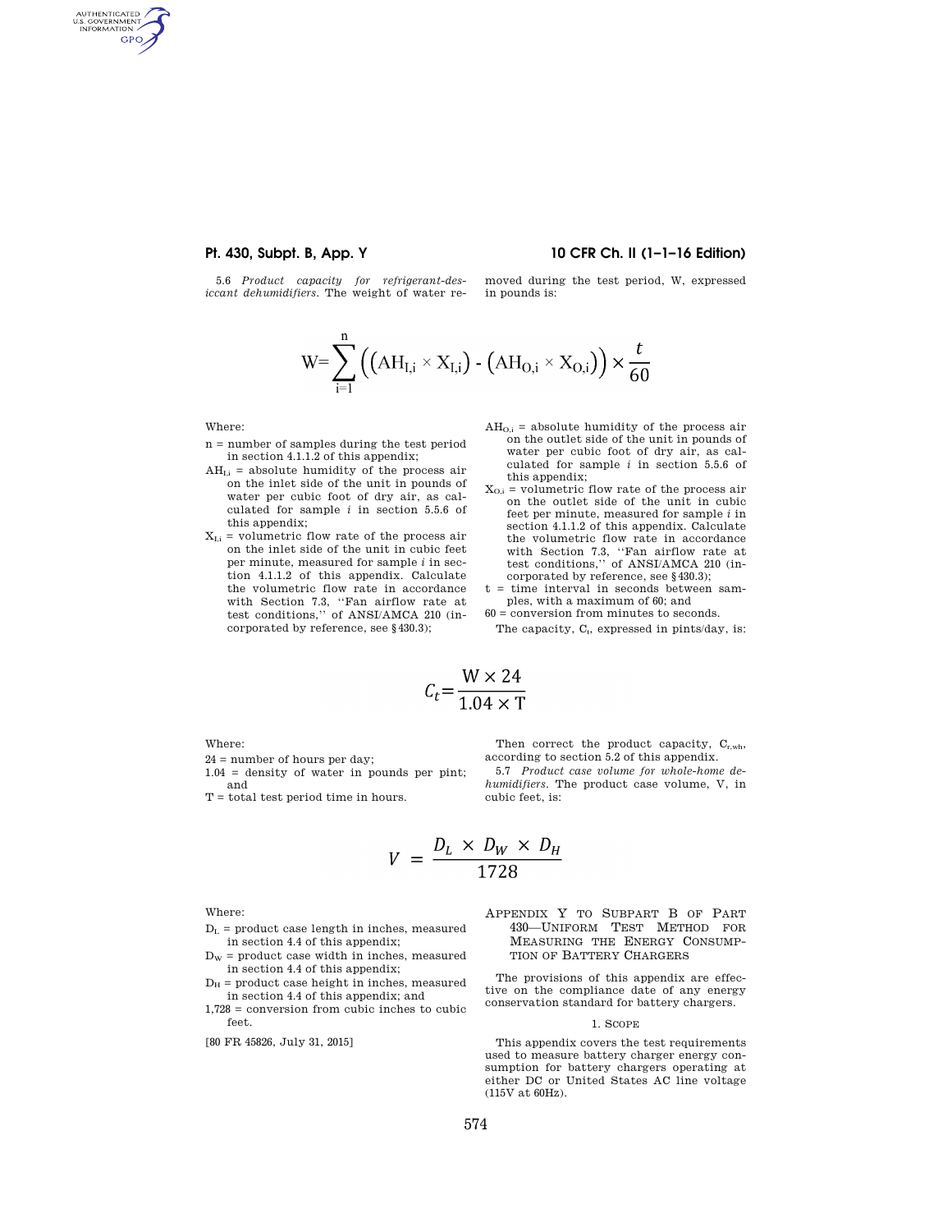5.6 *Product capacity for refrigerant-desiccant dehumidifiers*. The weight of water removed during the test period, W, expressed in pounds is:

$$W = \sum_{i=1}^{n} \left( \left( AH_{I,i} \times X_{I,i} \right) - \left( AH_{O,i} \times X_{O,i} \right) \right) \times \frac{t}{60}$$

Where:

- n = number of samples during the test period in section 4.1.1.2 of this appendix;
- $AH_{I,i}$ = absolute humidity of the process air on the inlet side of the unit in pounds of water per cubic foot of dry air, as calculated for sample *i* in section 5.5.6 of this appendix;
- $X_{I,i}$ = volumetric flow rate of the process air on the inlet side of the unit in cubic feet per minute, measured for sample *i* in section 4.1.1.2 of this appendix. Calculate the volumetric flow rate in accordance with Section 7.3, "Fan airflow rate at test conditions," of ANSI/AMCA 210 (incorporated by reference, see § 430.3);
- $AH_{O,i}$ = absolute humidity of the process air on the outlet side of the unit in pounds of water per cubic foot of dry air, as calculated for sample *i* in section 5.5.6 of this appendix;
- $X_{O,i}$ = volumetric flow rate of the process air on the outlet side of the unit in cubic feet per minute, measured for sample *i* in section 4.1.1.2 of this appendix. Calculate the volumetric flow rate in accordance with Section 7.3, "Fan airflow rate at test conditions," of ANSI/AMCA 210 (incorporated by reference, see § 430.3);
- t = time interval in seconds between samples, with a maximum of 60; and
- 60 = conversion from minutes to seconds.

The capacity, $C_t$, expressed in pints/day, is:

$$C_t = \frac{W \times 24}{1.04 \times T}$$

Where:

- 24 = number of hours per day;
- 1.04 = density of water in pounds per pint; and
- T = total test period time in hours.

Then correct the product capacity, $C_{r,wh}$, according to section 5.2 of this appendix.

5.7 *Product case volume for whole-home dehumidifiers*. The product case volume, V, in cubic feet, is:

$$V = \frac{D_L \times D_W \times D_H}{1728}$$

Where:

- $D_L$ = product case length in inches, measured in section 4.4 of this appendix;
- $D_W$ = product case width in inches, measured in section 4.4 of this appendix;
- $D_H$ = product case height in inches, measured in section 4.4 of this appendix; and
- 1,728 = conversion from cubic inches to cubic feet.

[80 FR 45826, July 31, 2015]

## APPENDIX Y TO SUBPART B OF PART 430—UNIFORM TEST METHOD FOR MEASURING THE ENERGY CONSUMPTION OF BATTERY CHARGERS

The provisions of this appendix are effective on the compliance date of any energy conservation standard for battery chargers.

### 1. SCOPE

This appendix covers the test requirements used to measure battery charger energy consumption for battery chargers operating at either DC or United States AC line voltage (115V at 60Hz).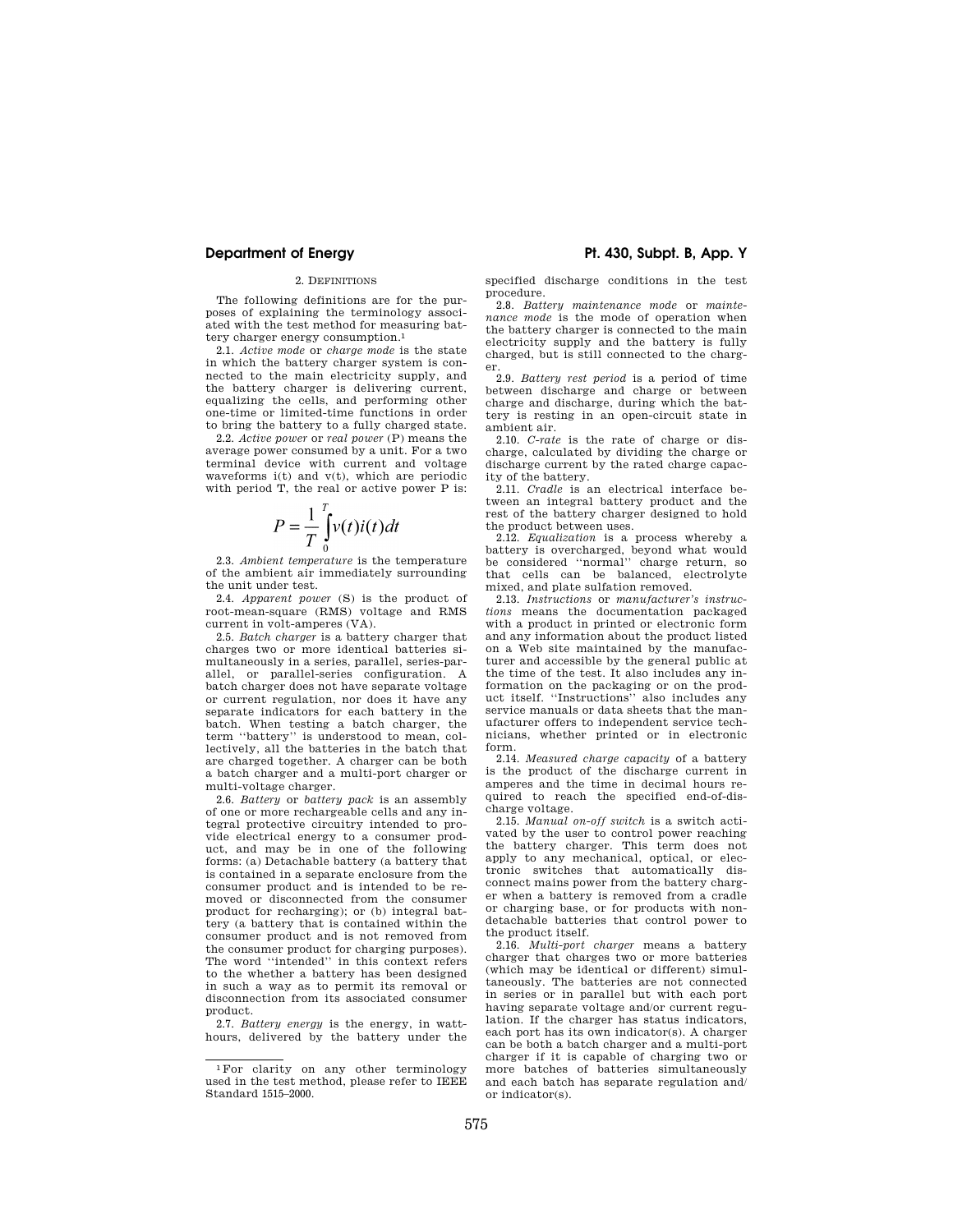## 2. DEFINITIONS

The following definitions are for the purposes of explaining the terminology associated with the test method for measuring battery charger energy consumption.[1]

2.1. *Active mode* or *charge mode* is the state in which the battery charger system is connected to the main electricity supply, and the battery charger is delivering current, equalizing the cells, and performing other one-time or limited-time functions in order to bring the battery to a fully charged state.

2.2. *Active power* or *real power* (P) means the average power consumed by a unit. For a two terminal device with current and voltage waveforms i(t) and v(t), which are periodic with period T, the real or active power P is:

$$P = \frac{1}{T}\int_{0}^{T} v(t)i(t)dt$$

2.3. *Ambient temperature* is the temperature of the ambient air immediately surrounding the unit under test.

2.4. *Apparent power* (S) is the product of root-mean-square (RMS) voltage and RMS current in volt-amperes (VA).

2.5. *Batch charger* is a battery charger that charges two or more identical batteries simultaneously in a series, parallel, series-parallel, or parallel-series configuration. A batch charger does not have separate voltage or current regulation, nor does it have any separate indicators for each battery in the batch. When testing a batch charger, the term "battery" is understood to mean, collectively, all the batteries in the batch that are charged together. A charger can be both a batch charger and a multi-port charger or multi-voltage charger.

2.6. *Battery* or *battery pack* is an assembly of one or more rechargeable cells and any integral protective circuitry intended to provide electrical energy to a consumer product, and may be in one of the following forms: (a) Detachable battery (a battery that is contained in a separate enclosure from the consumer product and is intended to be removed or disconnected from the consumer product for recharging); or (b) integral battery (a battery that is contained within the consumer product and is not removed from the consumer product for charging purposes). The word "intended" in this context refers to the whether a battery has been designed in such a way as to permit its removal or disconnection from its associated consumer product.

2.7. *Battery energy* is the energy, in watt-hours, delivered by the battery under the specified discharge conditions in the test procedure.

2.8. *Battery maintenance mode* or *maintenance mode* is the mode of operation when the battery charger is connected to the main electricity supply and the battery is fully charged, but is still connected to the charger.

2.9. *Battery rest period* is a period of time between discharge and charge or between charge and discharge, during which the battery is resting in an open-circuit state in ambient air.

2.10. *C-rate* is the rate of charge or discharge, calculated by dividing the charge or discharge current by the rated charge capacity of the battery.

2.11. *Cradle* is an electrical interface between an integral battery product and the rest of the battery charger designed to hold the product between uses.

2.12. *Equalization* is a process whereby a battery is overcharged, beyond what would be considered "normal" charge return, so that cells can be balanced, electrolyte mixed, and plate sulfation removed.

2.13. *Instructions* or *manufacturer's instructions* means the documentation packaged with a product in printed or electronic form and any information about the product listed on a Web site maintained by the manufacturer and accessible by the general public at the time of the test. It also includes any information on the packaging or on the product itself. "Instructions" also includes any service manuals or data sheets that the manufacturer offers to independent service technicians, whether printed or in electronic form.

2.14. *Measured charge capacity* of a battery is the product of the discharge current in amperes and the time in decimal hours required to reach the specified end-of-discharge voltage.

2.15. *Manual on-off switch* is a switch activated by the user to control power reaching the battery charger. This term does not apply to any mechanical, optical, or electronic switches that automatically disconnect mains power from the battery charger when a battery is removed from a cradle or charging base, or for products with non-detachable batteries that control power to the product itself.

2.16. *Multi-port charger* means a battery charger that charges two or more batteries (which may be identical or different) simultaneously. The batteries are not connected in series or in parallel but with each port having separate voltage and/or current regulation. If the charger has status indicators, each port has its own indicator(s). A charger can be both a batch charger and a multi-port charger if it is capable of charging two or more batches of batteries simultaneously and each batch has separate regulation and/or indicator(s).

---

[1] For clarity on any other terminology used in the test method, please refer to IEEE Standard 1515–2000.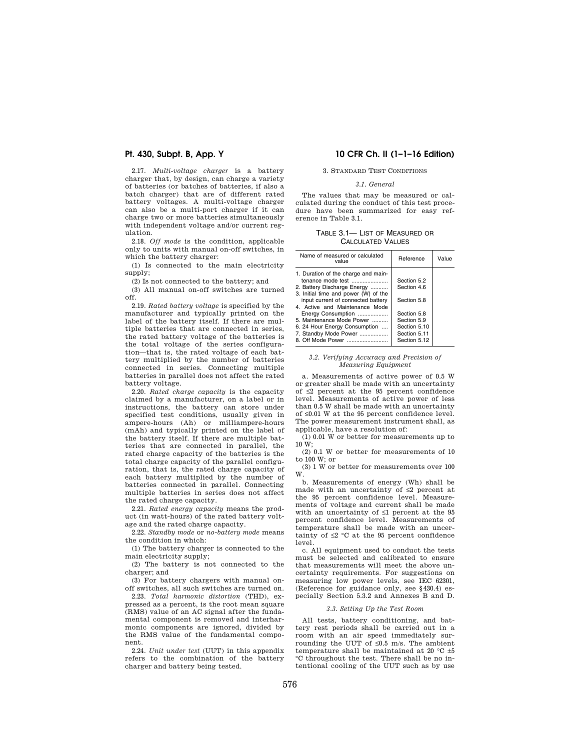2.17. *Multi-voltage charger* is a battery charger that, by design, can charge a variety of batteries (or batches of batteries, if also a batch charger) that are of different rated battery voltages. A multi-voltage charger can also be a multi-port charger if it can charge two or more batteries simultaneously with independent voltage and/or current regulation.

2.18. *Off mode* is the condition, applicable only to units with manual on-off switches, in which the battery charger:

(1) Is connected to the main electricity supply;

(2) Is not connected to the battery; and

(3) All manual on-off switches are turned off.

2.19. *Rated battery voltage* is specified by the manufacturer and typically printed on the label of the battery itself. If there are multiple batteries that are connected in series, the rated battery voltage of the batteries is the total voltage of the series configuration—that is, the rated voltage of each battery multiplied by the number of batteries connected in series. Connecting multiple batteries in parallel does not affect the rated battery voltage.

2.20. *Rated charge capacity* is the capacity claimed by a manufacturer, on a label or in instructions, the battery can store under specified test conditions, usually given in ampere-hours (Ah) or milliampere-hours (mAh) and typically printed on the label of the battery itself. If there are multiple batteries that are connected in parallel, the rated charge capacity of the batteries is the total charge capacity of the parallel configuration, that is, the rated charge capacity of each battery multiplied by the number of batteries connected in parallel. Connecting multiple batteries in series does not affect the rated charge capacity.

2.21. *Rated energy capacity* means the product (in watt-hours) of the rated battery voltage and the rated charge capacity.

2.22. *Standby mode* or *no-battery mode* means the condition in which:

(1) The battery charger is connected to the main electricity supply;

(2) The battery is not connected to the charger; and

(3) For battery chargers with manual on-off switches, all such switches are turned on.

2.23. *Total harmonic distortion* (THD), expressed as a percent, is the root mean square (RMS) value of an AC signal after the fundamental component is removed and interharmonic components are ignored, divided by the RMS value of the fundamental component.

2.24. *Unit under test* (UUT) in this appendix refers to the combination of the battery charger and battery being tested.

## 3. Standard Test Conditions

### *3.1. General*

The values that may be measured or calculated during the conduct of this test procedure have been summarized for easy reference in Table 3.1.

TABLE 3.1— LIST OF MEASURED OR CALCULATED VALUES

| Name of measured or calculated value | Reference | Value |
|---|---|---|
| 1. Duration of the charge and maintenance mode test | Section 5.2 | |
| 2. Battery Discharge Energy | Section 4.6 | |
| 3. Initial time and power (W) of the input current of connected battery | Section 5.8 | |
| 4. Active and Maintenance Mode Energy Consumption | Section 5.8 | |
| 5. Maintenance Mode Power | Section 5.9 | |
| 6. 24 Hour Energy Consumption | Section 5.10 | |
| 7. Standby Mode Power | Section 5.11 | |
| 8. Off Mode Power | Section 5.12 | |

### *3.2. Verifying Accuracy and Precision of Measuring Equipment*

a. Measurements of active power of 0.5 W or greater shall be made with an uncertainty of ≤2 percent at the 95 percent confidence level. Measurements of active power of less than 0.5 W shall be made with an uncertainty of ≤0.01 W at the 95 percent confidence level. The power measurement instrument shall, as applicable, have a resolution of:

(1) 0.01 W or better for measurements up to 10 W;

(2) 0.1 W or better for measurements of 10 to 100 W; or

(3) 1 W or better for measurements over 100 W.

b. Measurements of energy (Wh) shall be made with an uncertainty of ≤2 percent at the 95 percent confidence level. Measurements of voltage and current shall be made with an uncertainty of ≤1 percent at the 95 percent confidence level. Measurements of temperature shall be made with an uncertainty of ≤2 °C at the 95 percent confidence level.

c. All equipment used to conduct the tests must be selected and calibrated to ensure that measurements will meet the above uncertainty requirements. For suggestions on measuring low power levels, see IEC 62301, (Reference for guidance only, see §430.4) especially Section 5.3.2 and Annexes B and D.

### *3.3. Setting Up the Test Room*

All tests, battery conditioning, and battery rest periods shall be carried out in a room with an air speed immediately surrounding the UUT of ≤0.5 m/s. The ambient temperature shall be maintained at 20 °C ±5 °C throughout the test. There shall be no intentional cooling of the UUT such as by use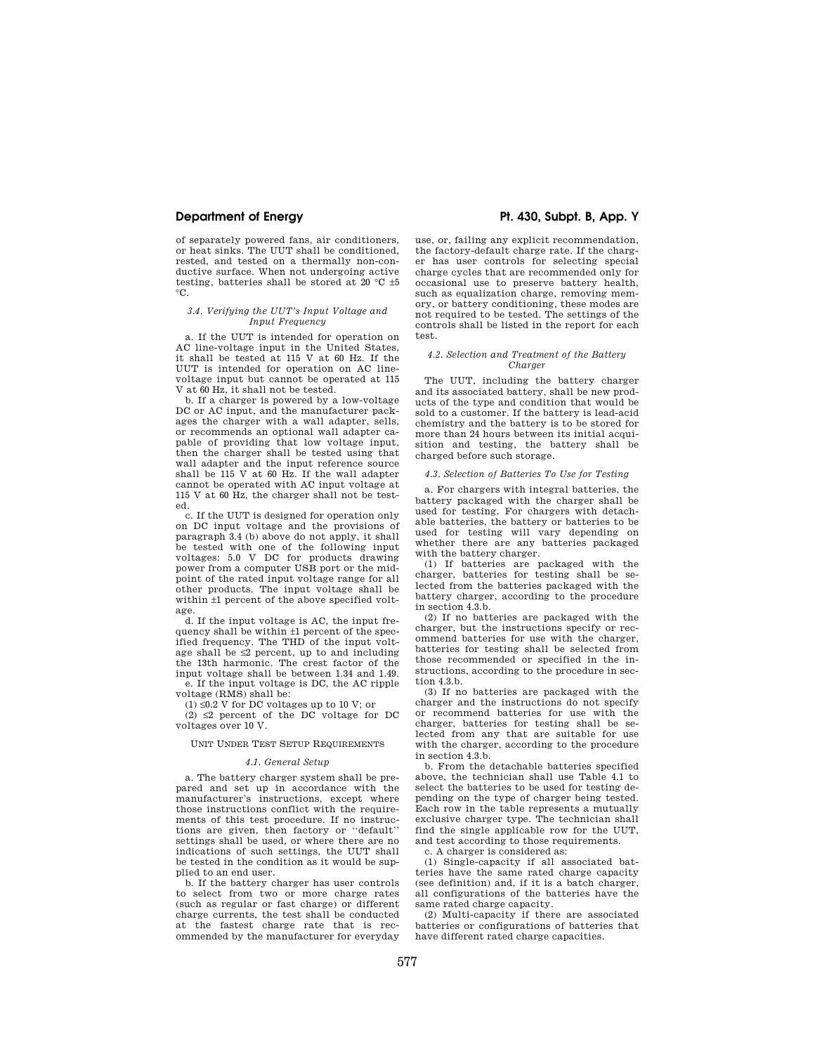of separately powered fans, air conditioners, or heat sinks. The UUT shall be conditioned, rested, and tested on a thermally non-conductive surface. When not undergoing active testing, batteries shall be stored at 20 °C ±5 °C.

### *3.4. Verifying the UUT's Input Voltage and Input Frequency*

a. If the UUT is intended for operation on AC line-voltage input in the United States, it shall be tested at 115 V at 60 Hz. If the UUT is intended for operation on AC line-voltage input but cannot be operated at 115 V at 60 Hz, it shall not be tested.

b. If a charger is powered by a low-voltage DC or AC input, and the manufacturer packages the charger with a wall adapter, sells, or recommends an optional wall adapter capable of providing that low voltage input, then the charger shall be tested using that wall adapter and the input reference source shall be 115 V at 60 Hz. If the wall adapter cannot be operated with AC input voltage at 115 V at 60 Hz, the charger shall not be tested.

c. If the UUT is designed for operation only on DC input voltage and the provisions of paragraph 3.4 (b) above do not apply, it shall be tested with one of the following input voltages: 5.0 V DC for products drawing power from a computer USB port or the midpoint of the rated input voltage range for all other products. The input voltage shall be within ±1 percent of the above specified voltage.

d. If the input voltage is AC, the input frequency shall be within ±1 percent of the specified frequency. The THD of the input voltage shall be ≤2 percent, up to and including the 13th harmonic. The crest factor of the input voltage shall be between 1.34 and 1.49.

e. If the input voltage is DC, the AC ripple voltage (RMS) shall be:

(1) ≤0.2 V for DC voltages up to 10 V; or

(2) ≤2 percent of the DC voltage for DC voltages over 10 V.

## UNIT UNDER TEST SETUP REQUIREMENTS

### *4.1. General Setup*

a. The battery charger system shall be prepared and set up in accordance with the manufacturer's instructions, except where those instructions conflict with the requirements of this test procedure. If no instructions are given, then factory or "default" settings shall be used, or where there are no indications of such settings, the UUT shall be tested in the condition as it would be supplied to an end user.

b. If the battery charger has user controls to select from two or more charge rates (such as regular or fast charge) or different charge currents, the test shall be conducted at the fastest charge rate that is recommended by the manufacturer for everyday use, or, failing any explicit recommendation, the factory-default charge rate. If the charger has user controls for selecting special charge cycles that are recommended only for occasional use to preserve battery health, such as equalization charge, removing memory, or battery conditioning, these modes are not required to be tested. The settings of the controls shall be listed in the report for each test.

### *4.2. Selection and Treatment of the Battery Charger*

The UUT, including the battery charger and its associated battery, shall be new products of the type and condition that would be sold to a customer. If the battery is lead-acid chemistry and the battery is to be stored for more than 24 hours between its initial acquisition and testing, the battery shall be charged before such storage.

### *4.3. Selection of Batteries To Use for Testing*

a. For chargers with integral batteries, the battery packaged with the charger shall be used for testing. For chargers with detachable batteries, the battery or batteries to be used for testing will vary depending on whether there are any batteries packaged with the battery charger.

(1) If batteries are packaged with the charger, batteries for testing shall be selected from the batteries packaged with the battery charger, according to the procedure in section 4.3.b.

(2) If no batteries are packaged with the charger, but the instructions specify or recommend batteries for use with the charger, batteries for testing shall be selected from those recommended or specified in the instructions, according to the procedure in section 4.3.b.

(3) If no batteries are packaged with the charger and the instructions do not specify or recommend batteries for use with the charger, batteries for testing shall be selected from any that are suitable for use with the charger, according to the procedure in section 4.3.b.

b. From the detachable batteries specified above, the technician shall use Table 4.1 to select the batteries to be used for testing depending on the type of charger being tested. Each row in the table represents a mutually exclusive charger type. The technician shall find the single applicable row for the UUT, and test according to those requirements.

c. A charger is considered as:

(1) Single-capacity if all associated batteries have the same rated charge capacity (see definition) and, if it is a batch charger, all configurations of the batteries have the same rated charge capacity.

(2) Multi-capacity if there are associated batteries or configurations of batteries that have different rated charge capacities.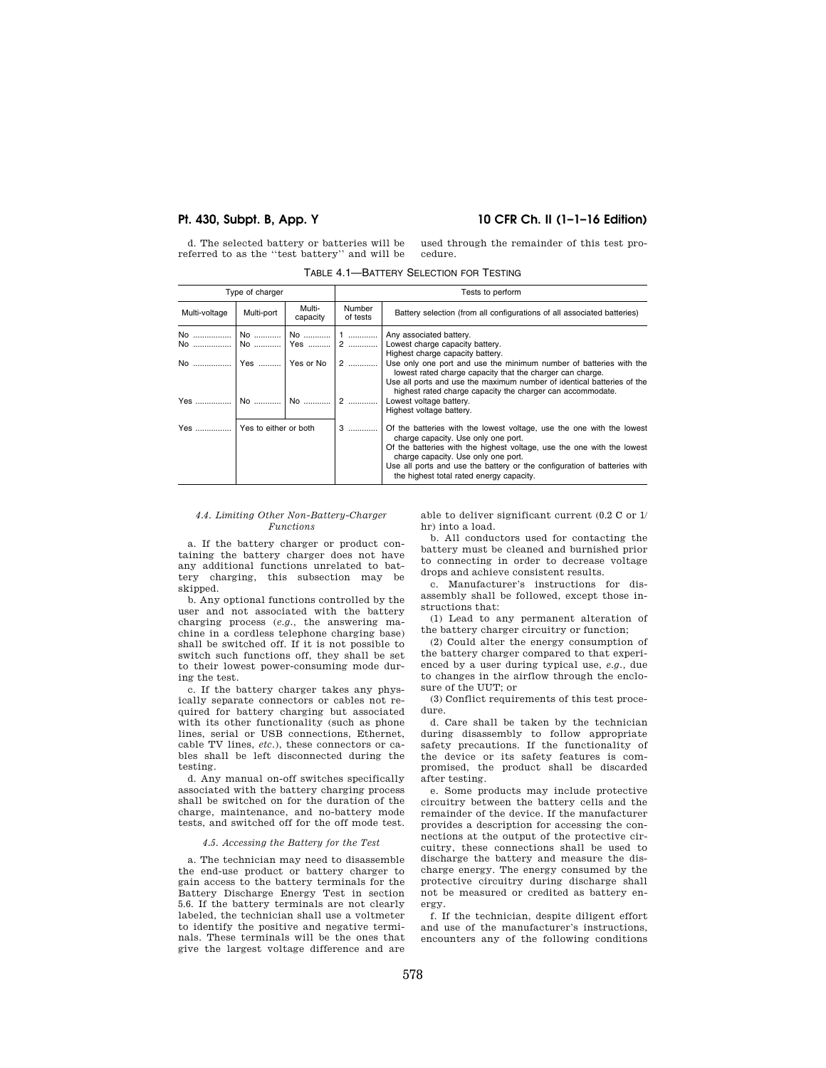d. The selected battery or batteries will be referred to as the "test battery" and will be used through the remainder of this test procedure.

TABLE 4.1—BATTERY SELECTION FOR TESTING

| Type of charger | | | Tests to perform | |
|---|---|---|---|---|
| Multi-voltage | Multi-port | Multi-capacity | Number of tests | Battery selection (from all configurations of all associated batteries) |
| No | No | No | 1 | Any associated battery. |
| No | No | Yes | 2 | Lowest charge capacity battery. Highest charge capacity battery. |
| No | Yes | Yes or No | 2 | Use only one port and use the minimum number of batteries with the lowest rated charge capacity that the charger can charge. Use all ports and use the maximum number of identical batteries of the highest rated charge capacity the charger can accommodate. |
| Yes | No | No | 2 | Lowest voltage battery. Highest voltage battery. |
| Yes | Yes to either or both | | 3 | Of the batteries with the lowest voltage, use the one with the lowest charge capacity. Use only one port. Of the batteries with the highest voltage, use the one with the lowest charge capacity. Use only one port. Use all ports and use the battery or the configuration of batteries with the highest total rated energy capacity. |

#### *4.4. Limiting Other Non-Battery-Charger Functions*

a. If the battery charger or product containing the battery charger does not have any additional functions unrelated to battery charging, this subsection may be skipped.

b. Any optional functions controlled by the user and not associated with the battery charging process (*e.g.*, the answering machine in a cordless telephone charging base) shall be switched off. If it is not possible to switch such functions off, they shall be set to their lowest power-consuming mode during the test.

c. If the battery charger takes any physically separate connectors or cables not required for battery charging but associated with its other functionality (such as phone lines, serial or USB connections, Ethernet, cable TV lines, *etc.*), these connectors or cables shall be left disconnected during the testing.

d. Any manual on-off switches specifically associated with the battery charging process shall be switched on for the duration of the charge, maintenance, and no-battery mode tests, and switched off for the off mode test.

#### *4.5. Accessing the Battery for the Test*

a. The technician may need to disassemble the end-use product or battery charger to gain access to the battery terminals for the Battery Discharge Energy Test in section 5.6. If the battery terminals are not clearly labeled, the technician shall use a voltmeter to identify the positive and negative terminals. These terminals will be the ones that give the largest voltage difference and are able to deliver significant current (0.2 C or 1/hr) into a load.

b. All conductors used for contacting the battery must be cleaned and burnished prior to connecting in order to decrease voltage drops and achieve consistent results.

c. Manufacturer's instructions for disassembly shall be followed, except those instructions that:

(1) Lead to any permanent alteration of the battery charger circuitry or function;

(2) Could alter the energy consumption of the battery charger compared to that experienced by a user during typical use, *e.g.*, due to changes in the airflow through the enclosure of the UUT; or

(3) Conflict requirements of this test procedure.

d. Care shall be taken by the technician during disassembly to follow appropriate safety precautions. If the functionality of the device or its safety features is compromised, the product shall be discarded after testing.

e. Some products may include protective circuitry between the battery cells and the remainder of the device. If the manufacturer provides a description for accessing the connections at the output of the protective circuitry, these connections shall be used to discharge the battery and measure the discharge energy. The energy consumed by the protective circuitry during discharge shall not be measured or credited as battery energy.

f. If the technician, despite diligent effort and use of the manufacturer's instructions, encounters any of the following conditions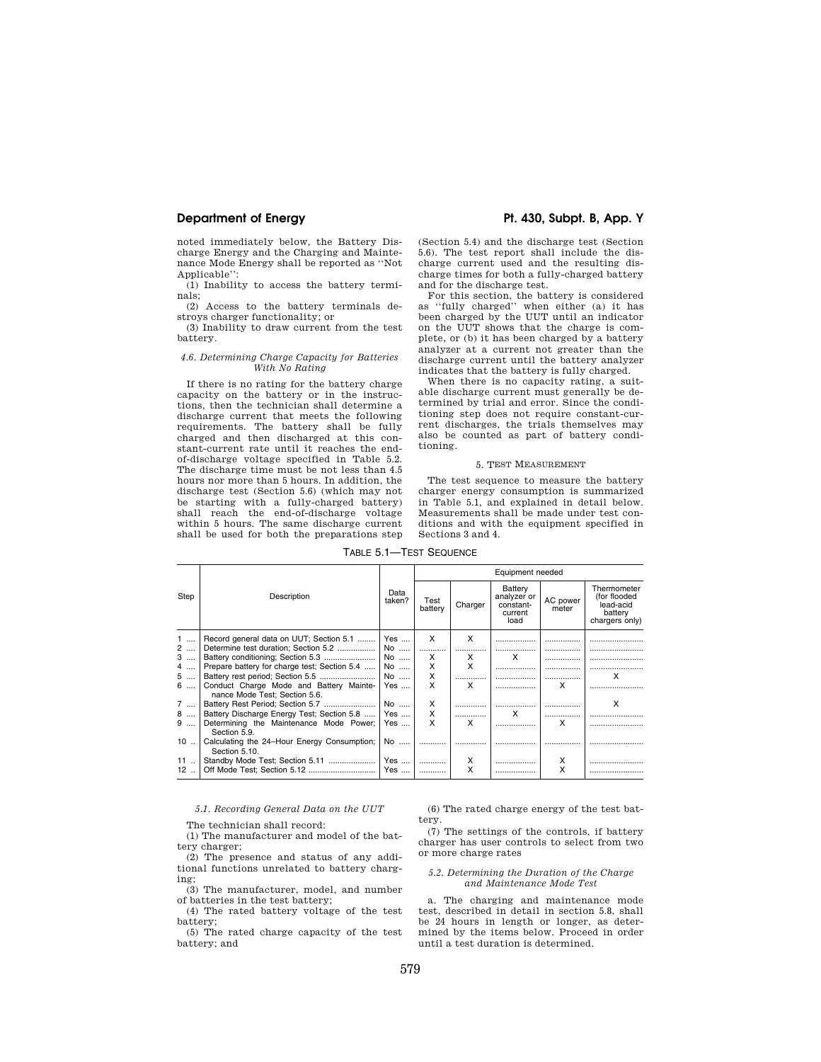noted immediately below, the Battery Discharge Energy and the Charging and Maintenance Mode Energy shall be reported as ''Not Applicable'':

(1) Inability to access the battery terminals;

(2) Access to the battery terminals destroys charger functionality; or

(3) Inability to draw current from the test battery.

#### *4.6. Determining Charge Capacity for Batteries With No Rating*

If there is no rating for the battery charge capacity on the battery or in the instructions, then the technician shall determine a discharge current that meets the following requirements. The battery shall be fully charged and then discharged at this constant-current rate until it reaches the end-of-discharge voltage specified in Table 5.2. The discharge time must be not less than 4.5 hours nor more than 5 hours. In addition, the discharge test (Section 5.6) (which may not be starting with a fully-charged battery) shall reach the end-of-discharge voltage within 5 hours. The same discharge current shall be used for both the preparations step (Section 5.4) and the discharge test (Section 5.6). The test report shall include the discharge current used and the resulting discharge times for both a fully-charged battery and for the discharge test.

For this section, the battery is considered as ''fully charged'' when either (a) it has been charged by the UUT until an indicator on the UUT shows that the charge is complete, or (b) it has been charged by a battery analyzer at a current not greater than the discharge current until the battery analyzer indicates that the battery is fully charged.

When there is no capacity rating, a suitable discharge current must generally be determined by trial and error. Since the conditioning step does not require constant-current discharges, the trials themselves may also be counted as part of battery conditioning.

### 5. Test Measurement

The test sequence to measure the battery charger energy consumption is summarized in Table 5.1, and explained in detail below. Measurements shall be made under test conditions and with the equipment specified in Sections 3 and 4.

TABLE 5.1—TEST SEQUENCE

| Step | Description | Data taken? | Equipment needed | | | | |
|---|---|---|---|---|---|---|---|
| | | | Test battery | Charger | Battery analyzer or constant-current load | AC power meter | Thermometer (for flooded lead-acid battery chargers only) |
| 1 | Record general data on UUT; Section 5.1 | Yes | X | X | | | |
| 2 | Determine test duration; Section 5.2 | No | | | | | |
| 3 | Battery conditioning; Section 5.3 | No | X | X | X | | |
| 4 | Prepare battery for charge test; Section 5.4 | No | X | X | | | |
| 5 | Battery rest period; Section 5.5 | No | X | | | | X |
| 6 | Conduct Charge Mode and Battery Maintenance Mode Test; Section 5.6. | Yes | X | X | | X | |
| 7 | Battery Rest Period; Section 5.7 | No | X | | | | X |
| 8 | Battery Discharge Energy Test; Section 5.8 | Yes | X | | X | | |
| 9 | Determining the Maintenance Mode Power; Section 5.9. | Yes | X | X | | X | |
| 10 | Calculating the 24–Hour Energy Consumption; Section 5.10. | No | | | | | |
| 11 | Standby Mode Test; Section 5.11 | Yes | | X | | X | |
| 12 | Off Mode Test; Section 5.12 | Yes | | X | | X | |

#### *5.1. Recording General Data on the UUT*

The technician shall record:

(1) The manufacturer and model of the battery charger;

(2) The presence and status of any additional functions unrelated to battery charging;

(3) The manufacturer, model, and number of batteries in the test battery;

(4) The rated battery voltage of the test battery;

(5) The rated charge capacity of the test battery; and

(6) The rated charge energy of the test battery.

(7) The settings of the controls, if battery charger has user controls to select from two or more charge rates

#### *5.2. Determining the Duration of the Charge and Maintenance Mode Test*

a. The charging and maintenance mode test, described in detail in section 5.8, shall be 24 hours in length or longer, as determined by the items below. Proceed in order until a test duration is determined.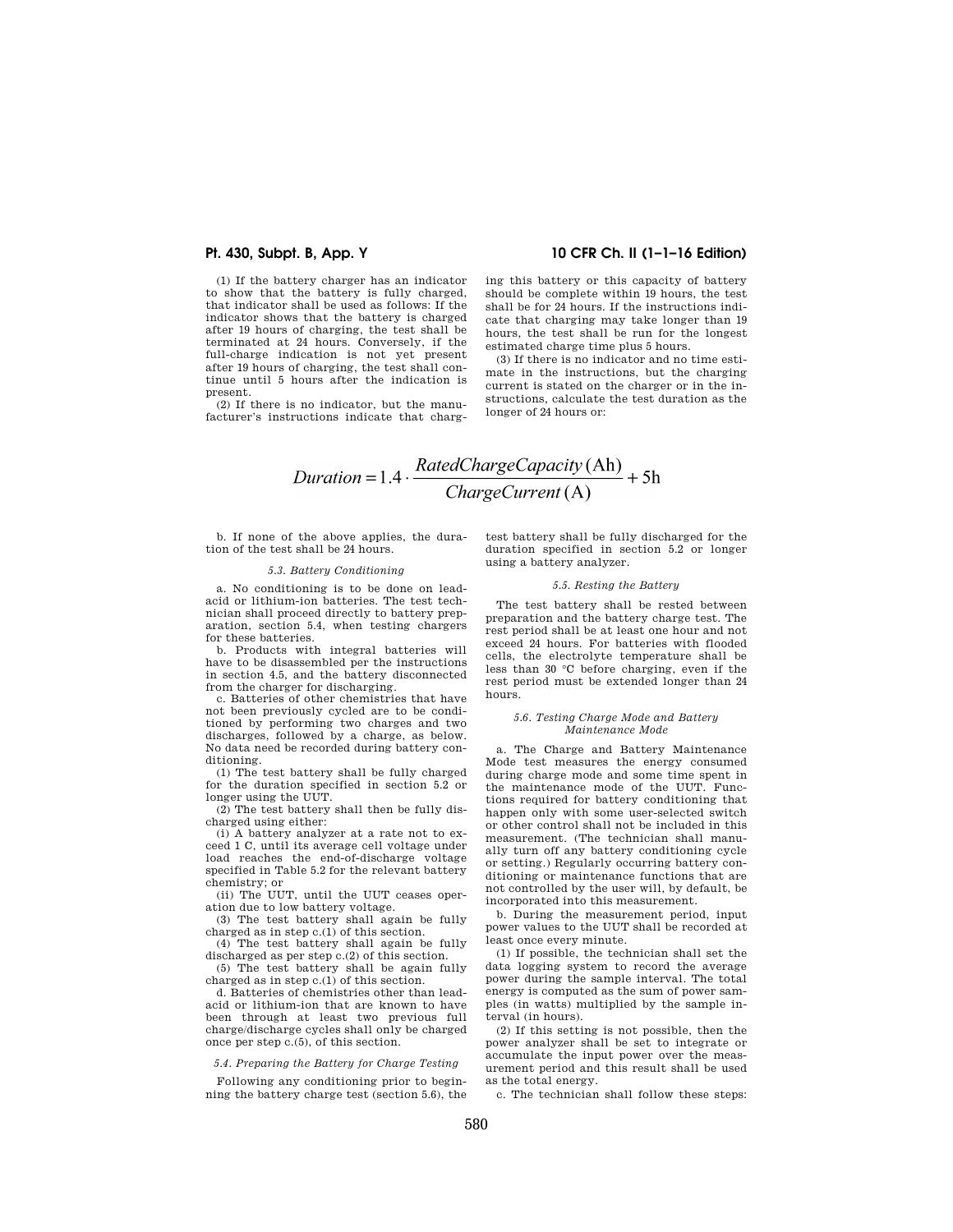(1) If the battery charger has an indicator to show that the battery is fully charged, that indicator shall be used as follows: If the indicator shows that the battery is charged after 19 hours of charging, the test shall be terminated at 24 hours. Conversely, if the full-charge indication is not yet present after 19 hours of charging, the test shall continue until 5 hours after the indication is present.

(2) If there is no indicator, but the manufacturer's instructions indicate that charging this battery or this capacity of battery should be complete within 19 hours, the test shall be for 24 hours. If the instructions indicate that charging may take longer than 19 hours, the test shall be run for the longest estimated charge time plus 5 hours.

(3) If there is no indicator and no time estimate in the instructions, but the charging current is stated on the charger or in the instructions, calculate the test duration as the longer of 24 hours or:

$$Duration = 1.4 \cdot \frac{RatedChargeCapacity\,(\mathrm{Ah})}{ChargeCurrent\,(\mathrm{A})} + 5\mathrm{h}$$

b. If none of the above applies, the duration of the test shall be 24 hours.

*5.3. Battery Conditioning*

a. No conditioning is to be done on lead-acid or lithium-ion batteries. The test technician shall proceed directly to battery preparation, section 5.4, when testing chargers for these batteries.

b. Products with integral batteries will have to be disassembled per the instructions in section 4.5, and the battery disconnected from the charger for discharging.

c. Batteries of other chemistries that have not been previously cycled are to be conditioned by performing two charges and two discharges, followed by a charge, as below. No data need be recorded during battery conditioning.

(1) The test battery shall be fully charged for the duration specified in section 5.2 or longer using the UUT.

(2) The test battery shall then be fully discharged using either:

(i) A battery analyzer at a rate not to exceed 1 C, until its average cell voltage under load reaches the end-of-discharge voltage specified in Table 5.2 for the relevant battery chemistry; or

(ii) The UUT, until the UUT ceases operation due to low battery voltage.

(3) The test battery shall again be fully charged as in step c.(1) of this section.

(4) The test battery shall again be fully discharged as per step c.(2) of this section.

(5) The test battery shall be again fully charged as in step c.(1) of this section.

d. Batteries of chemistries other than lead-acid or lithium-ion that are known to have been through at least two previous full charge/discharge cycles shall only be charged once per step c.(5), of this section.

*5.4. Preparing the Battery for Charge Testing*

Following any conditioning prior to beginning the battery charge test (section 5.6), the test battery shall be fully discharged for the duration specified in section 5.2 or longer using a battery analyzer.

*5.5. Resting the Battery*

The test battery shall be rested between preparation and the battery charge test. The rest period shall be at least one hour and not exceed 24 hours. For batteries with flooded cells, the electrolyte temperature shall be less than 30 °C before charging, even if the rest period must be extended longer than 24 hours.

*5.6. Testing Charge Mode and Battery Maintenance Mode*

a. The Charge and Battery Maintenance Mode test measures the energy consumed during charge mode and some time spent in the maintenance mode of the UUT. Functions required for battery conditioning that happen only with some user-selected switch or other control shall not be included in this measurement. (The technician shall manually turn off any battery conditioning cycle or setting.) Regularly occurring battery conditioning or maintenance functions that are not controlled by the user will, by default, be incorporated into this measurement.

b. During the measurement period, input power values to the UUT shall be recorded at least once every minute.

(1) If possible, the technician shall set the data logging system to record the average power during the sample interval. The total energy is computed as the sum of power samples (in watts) multiplied by the sample interval (in hours).

(2) If this setting is not possible, then the power analyzer shall be set to integrate or accumulate the input power over the measurement period and this result shall be used as the total energy.

c. The technician shall follow these steps: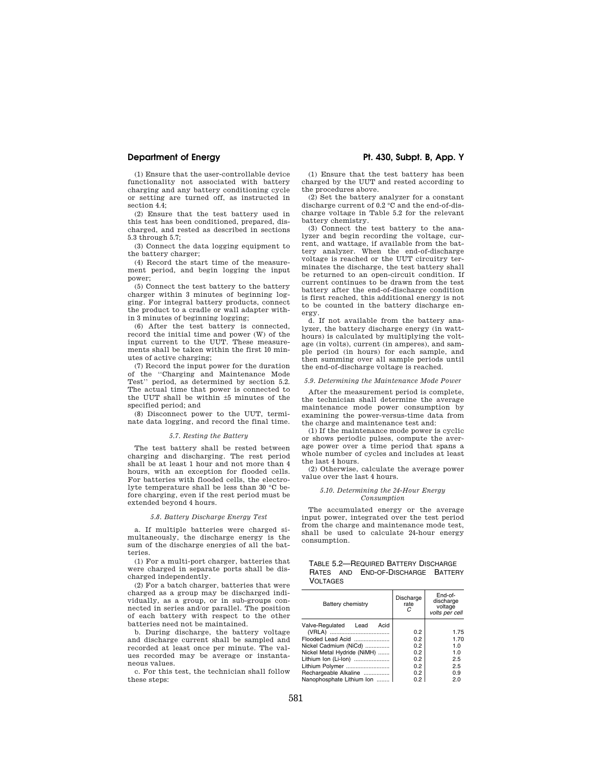(1) Ensure that the user-controllable device functionality not associated with battery charging and any battery conditioning cycle or setting are turned off, as instructed in section 4.4;

(2) Ensure that the test battery used in this test has been conditioned, prepared, discharged, and rested as described in sections 5.3 through 5.7;

(3) Connect the data logging equipment to the battery charger;

(4) Record the start time of the measurement period, and begin logging the input power;

(5) Connect the test battery to the battery charger within 3 minutes of beginning logging. For integral battery products, connect the product to a cradle or wall adapter within 3 minutes of beginning logging;

(6) After the test battery is connected, record the initial time and power (W) of the input current to the UUT. These measurements shall be taken within the first 10 minutes of active charging;

(7) Record the input power for the duration of the "Charging and Maintenance Mode Test" period, as determined by section 5.2. The actual time that power is connected to the UUT shall be within ±5 minutes of the specified period; and

(8) Disconnect power to the UUT, terminate data logging, and record the final time.

*5.7. Resting the Battery*

The test battery shall be rested between charging and discharging. The rest period shall be at least 1 hour and not more than 4 hours, with an exception for flooded cells. For batteries with flooded cells, the electrolyte temperature shall be less than 30 °C before charging, even if the rest period must be extended beyond 4 hours.

*5.8. Battery Discharge Energy Test*

a. If multiple batteries were charged simultaneously, the discharge energy is the sum of the discharge energies of all the batteries.

(1) For a multi-port charger, batteries that were charged in separate ports shall be discharged independently.

(2) For a batch charger, batteries that were charged as a group may be discharged individually, as a group, or in sub-groups connected in series and/or parallel. The position of each battery with respect to the other batteries need not be maintained.

b. During discharge, the battery voltage and discharge current shall be sampled and recorded at least once per minute. The values recorded may be average or instantaneous values.

c. For this test, the technician shall follow these steps:

(1) Ensure that the test battery has been charged by the UUT and rested according to the procedures above.

(2) Set the battery analyzer for a constant discharge current of 0.2 °C and the end-of-discharge voltage in Table 5.2 for the relevant battery chemistry.

(3) Connect the test battery to the analyzer and begin recording the voltage, current, and wattage, if available from the battery analyzer. When the end-of-discharge voltage is reached or the UUT circuitry terminates the discharge, the test battery shall be returned to an open-circuit condition. If current continues to be drawn from the test battery after the end-of-discharge condition is first reached, this additional energy is not to be counted in the battery discharge energy.

d. If not available from the battery analyzer, the battery discharge energy (in watt-hours) is calculated by multiplying the voltage (in volts), current (in amperes), and sample period (in hours) for each sample, and then summing over all sample periods until the end-of-discharge voltage is reached.

*5.9. Determining the Maintenance Mode Power*

After the measurement period is complete, the technician shall determine the average maintenance mode power consumption by examining the power-versus-time data from the charge and maintenance test and:

(1) If the maintenance mode power is cyclic or shows periodic pulses, compute the average power over a time period that spans a whole number of cycles and includes at least the last 4 hours.

(2) Otherwise, calculate the average power value over the last 4 hours.

*5.10. Determining the 24-Hour Energy Consumption*

The accumulated energy or the average input power, integrated over the test period from the charge and maintenance mode test, shall be used to calculate 24-hour energy consumption.

TABLE 5.2—REQUIRED BATTERY DISCHARGE RATES AND END-OF-DISCHARGE BATTERY VOLTAGES

| Battery chemistry | Discharge rate *C* | End-of-discharge voltage *volts per cell* |
|---|---|---|
| Valve-Regulated Lead Acid (VRLA) | 0.2 | 1.75 |
| Flooded Lead Acid | 0.2 | 1.70 |
| Nickel Cadmium (NiCd) | 0.2 | 1.0 |
| Nickel Metal Hydride (NiMH) | 0.2 | 1.0 |
| Lithium Ion (Li-Ion) | 0.2 | 2.5 |
| Lithium Polymer | 0.2 | 2.5 |
| Rechargeable Alkaline | 0.2 | 0.9 |
| Nanophosphate Lithium Ion | 0.2 | 2.0 |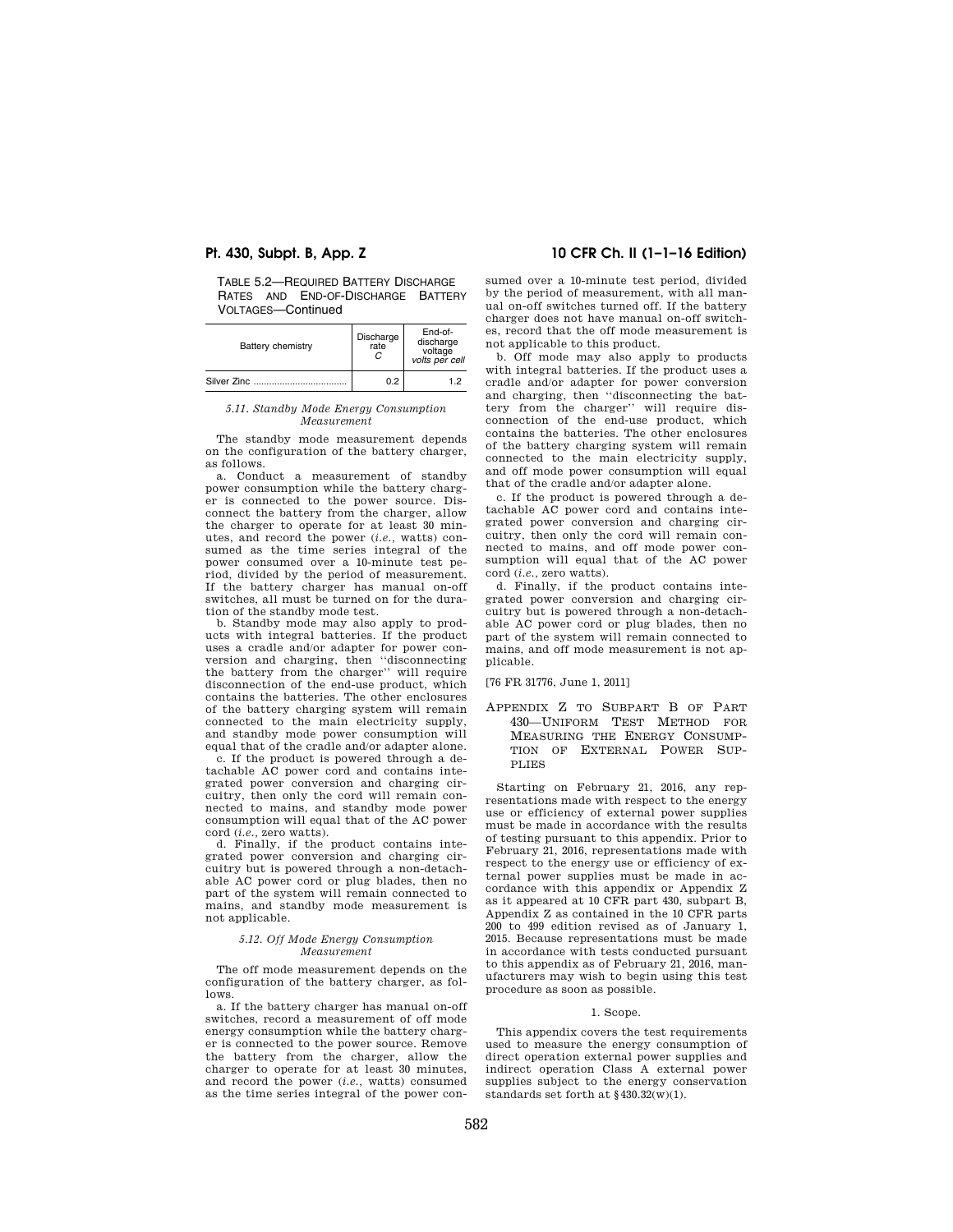TABLE 5.2—REQUIRED BATTERY DISCHARGE RATES AND END-OF-DISCHARGE BATTERY VOLTAGES—Continued

| Battery chemistry | Discharge rate *C* | End-of-discharge voltage *volts per cell* |
|---|---|---|
| Silver Zinc | 0.2 | 1.2 |

*5.11. Standby Mode Energy Consumption Measurement*

The standby mode measurement depends on the configuration of the battery charger, as follows.

a. Conduct a measurement of standby power consumption while the battery charger is connected to the power source. Disconnect the battery from the charger, allow the charger to operate for at least 30 minutes, and record the power (*i.e.*, watts) consumed as the time series integral of the power consumed over a 10-minute test period, divided by the period of measurement. If the battery charger has manual on-off switches, all must be turned on for the duration of the standby mode test.

b. Standby mode may also apply to products with integral batteries. If the product uses a cradle and/or adapter for power conversion and charging, then ''disconnecting the battery from the charger'' will require disconnection of the end-use product, which contains the batteries. The other enclosures of the battery charging system will remain connected to the main electricity supply, and standby mode power consumption will equal that of the cradle and/or adapter alone.

c. If the product is powered through a detachable AC power cord and contains integrated power conversion and charging circuitry, then only the cord will remain connected to mains, and standby mode power consumption will equal that of the AC power cord (*i.e.*, zero watts).

d. Finally, if the product contains integrated power conversion and charging circuitry but is powered through a non-detachable AC power cord or plug blades, then no part of the system will remain connected to mains, and standby mode measurement is not applicable.

*5.12. Off Mode Energy Consumption Measurement*

The off mode measurement depends on the configuration of the battery charger, as follows.

a. If the battery charger has manual on-off switches, record a measurement of off mode energy consumption while the battery charger is connected to the power source. Remove the battery from the charger, allow the charger to operate for at least 30 minutes, and record the power (*i.e.*, watts) consumed as the time series integral of the power consumed over a 10-minute test period, divided by the period of measurement, with all manual on-off switches turned off. If the battery charger does not have manual on-off switches, record that the off mode measurement is not applicable to this product.

b. Off mode may also apply to products with integral batteries. If the product uses a cradle and/or adapter for power conversion and charging, then ''disconnecting the battery from the charger'' will require disconnection of the end-use product, which contains the batteries. The other enclosures of the battery charging system will remain connected to the main electricity supply, and off mode power consumption will equal that of the cradle and/or adapter alone.

c. If the product is powered through a detachable AC power cord and contains integrated power conversion and charging circuitry, then only the cord will remain connected to mains, and off mode power consumption will equal that of the AC power cord (*i.e.*, zero watts).

d. Finally, if the product contains integrated power conversion and charging circuitry but is powered through a non-detachable AC power cord or plug blades, then no part of the system will remain connected to mains, and off mode measurement is not applicable.

[76 FR 31776, June 1, 2011]

## APPENDIX Z TO SUBPART B OF PART 430—UNIFORM TEST METHOD FOR MEASURING THE ENERGY CONSUMPTION OF EXTERNAL POWER SUPPLIES

Starting on February 21, 2016, any representations made with respect to the energy use or efficiency of external power supplies must be made in accordance with the results of testing pursuant to this appendix. Prior to February 21, 2016, representations made with respect to the energy use or efficiency of external power supplies must be made in accordance with this appendix or Appendix Z as it appeared at 10 CFR part 430, subpart B, Appendix Z as contained in the 10 CFR parts 200 to 499 edition revised as of January 1, 2015. Because representations must be made in accordance with tests conducted pursuant to this appendix as of February 21, 2016, manufacturers may wish to begin using this test procedure as soon as possible.

1. Scope.

This appendix covers the test requirements used to measure the energy consumption of direct operation external power supplies and indirect operation Class A external power supplies subject to the energy conservation standards set forth at §430.32(w)(1).